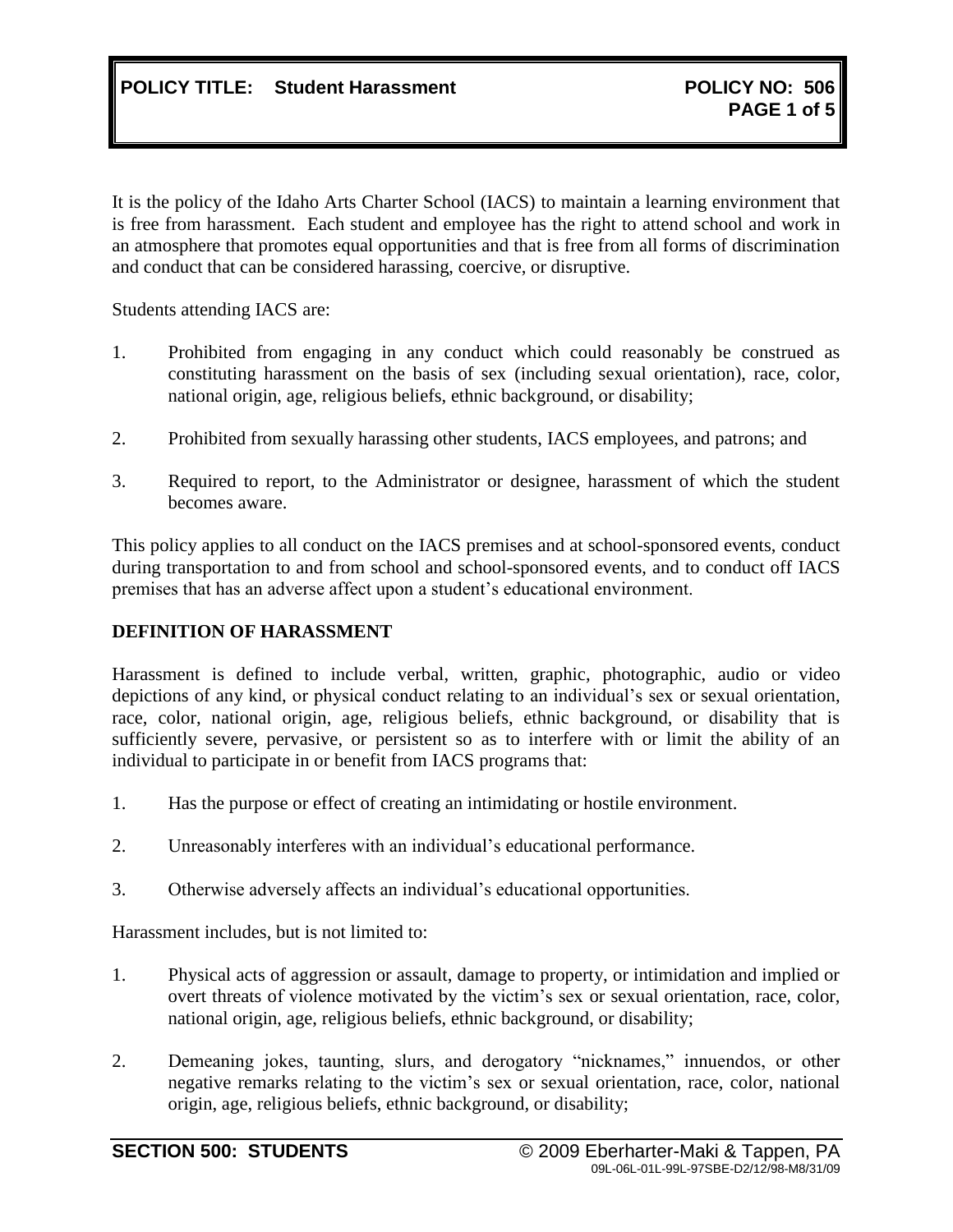# POLICY TITLE: Student Harassment

**POLICY NO: 506**

It is the policy of the Idaho Arts Charter School (IACS) to maintain a learning environment that is free from harassment. Each student and employee has the right to attend school and work in an atmosphere that promotes equal opportunities and that is free from all forms of discrimination and conduct that can be considered harassing, coercive, or disruptive.

Students attending IACS are:

1. Prohibited from engaging in any conduct which could reasonably be construed as constituting harassment on the basis of sex (including sexual orientation), race, color, national origin, age, religious beliefs, ethnic background, or disability;
2. Prohibited from sexually harassing other students, IACS employees, and patrons; and
3. Required to report, to the Administrator or designee, harassment of which the student becomes aware.

This policy applies to all conduct on the IACS premises and at school-sponsored events, conduct during transportation to and from school and school-sponsored events, and to conduct off IACS premises that has an adverse affect upon a student's educational environment.

## DEFINITION OF HARASSMENT

Harassment is defined to include verbal, written, graphic, photographic, audio or video depictions of any kind, or physical conduct relating to an individual's sex or sexual orientation, race, color, national origin, age, religious beliefs, ethnic background, or disability that is sufficiently severe, pervasive, or persistent so as to interfere with or limit the ability of an individual to participate in or benefit from IACS programs that:

1. Has the purpose or effect of creating an intimidating or hostile environment.
2. Unreasonably interferes with an individual's educational performance.
3. Otherwise adversely affects an individual's educational opportunities.

Harassment includes, but is not limited to:

1. Physical acts of aggression or assault, damage to property, or intimidation and implied or overt threats of violence motivated by the victim's sex or sexual orientation, race, color, national origin, age, religious beliefs, ethnic background, or disability;
2. Demeaning jokes, taunting, slurs, and derogatory "nicknames," innuendos, or other negative remarks relating to the victim's sex or sexual orientation, race, color, national origin, age, religious beliefs, ethnic background, or disability;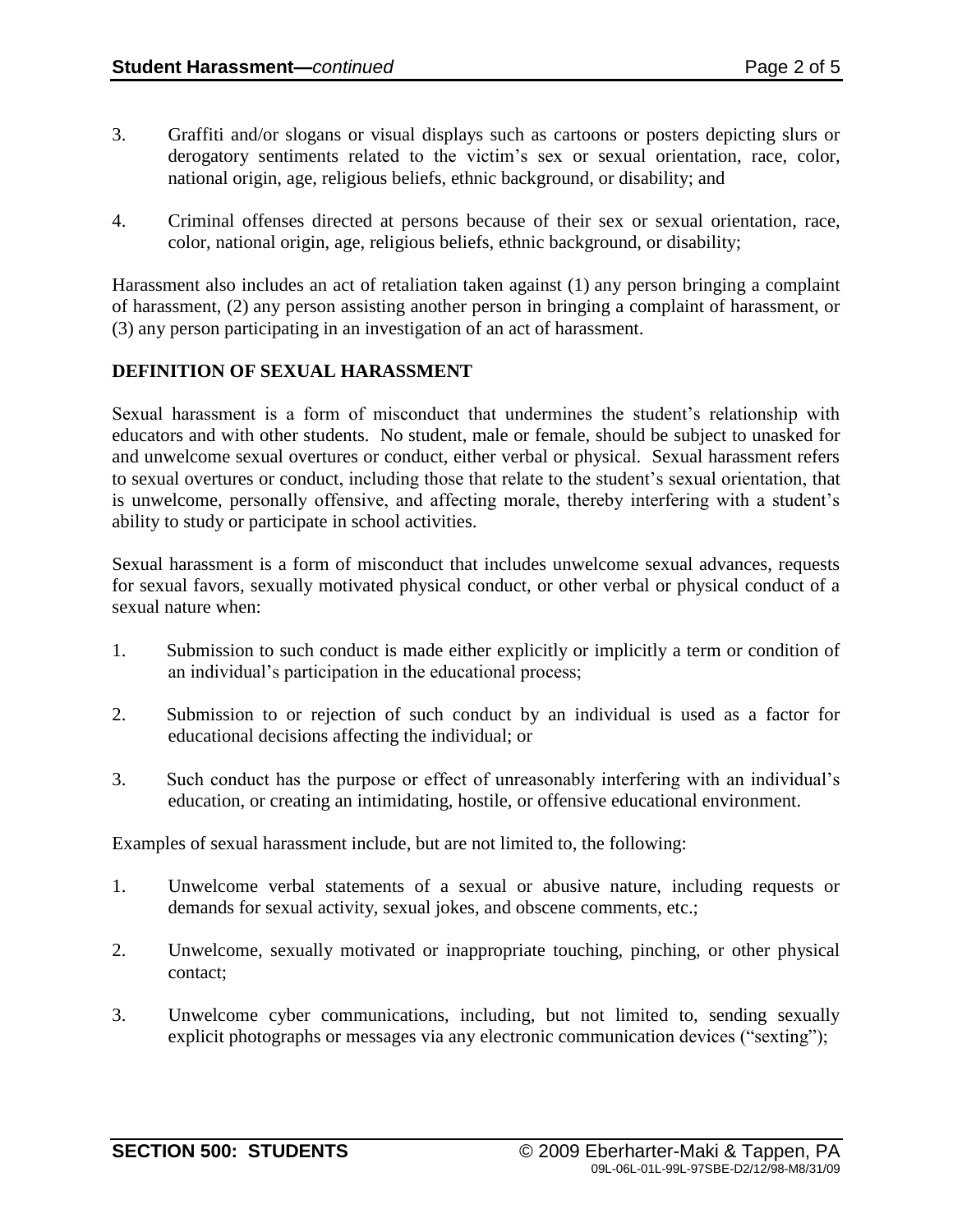3. Graffiti and/or slogans or visual displays such as cartoons or posters depicting slurs or derogatory sentiments related to the victim's sex or sexual orientation, race, color, national origin, age, religious beliefs, ethnic background, or disability; and

4. Criminal offenses directed at persons because of their sex or sexual orientation, race, color, national origin, age, religious beliefs, ethnic background, or disability;

Harassment also includes an act of retaliation taken against (1) any person bringing a complaint of harassment, (2) any person assisting another person in bringing a complaint of harassment, or (3) any person participating in an investigation of an act of harassment.

## DEFINITION OF SEXUAL HARASSMENT

Sexual harassment is a form of misconduct that undermines the student's relationship with educators and with other students. No student, male or female, should be subject to unasked for and unwelcome sexual overtures or conduct, either verbal or physical. Sexual harassment refers to sexual overtures or conduct, including those that relate to the student's sexual orientation, that is unwelcome, personally offensive, and affecting morale, thereby interfering with a student's ability to study or participate in school activities.

Sexual harassment is a form of misconduct that includes unwelcome sexual advances, requests for sexual favors, sexually motivated physical conduct, or other verbal or physical conduct of a sexual nature when:

1. Submission to such conduct is made either explicitly or implicitly a term or condition of an individual's participation in the educational process;

2. Submission to or rejection of such conduct by an individual is used as a factor for educational decisions affecting the individual; or

3. Such conduct has the purpose or effect of unreasonably interfering with an individual's education, or creating an intimidating, hostile, or offensive educational environment.

Examples of sexual harassment include, but are not limited to, the following:

1. Unwelcome verbal statements of a sexual or abusive nature, including requests or demands for sexual activity, sexual jokes, and obscene comments, etc.;

2. Unwelcome, sexually motivated or inappropriate touching, pinching, or other physical contact;

3. Unwelcome cyber communications, including, but not limited to, sending sexually explicit photographs or messages via any electronic communication devices ("sexting");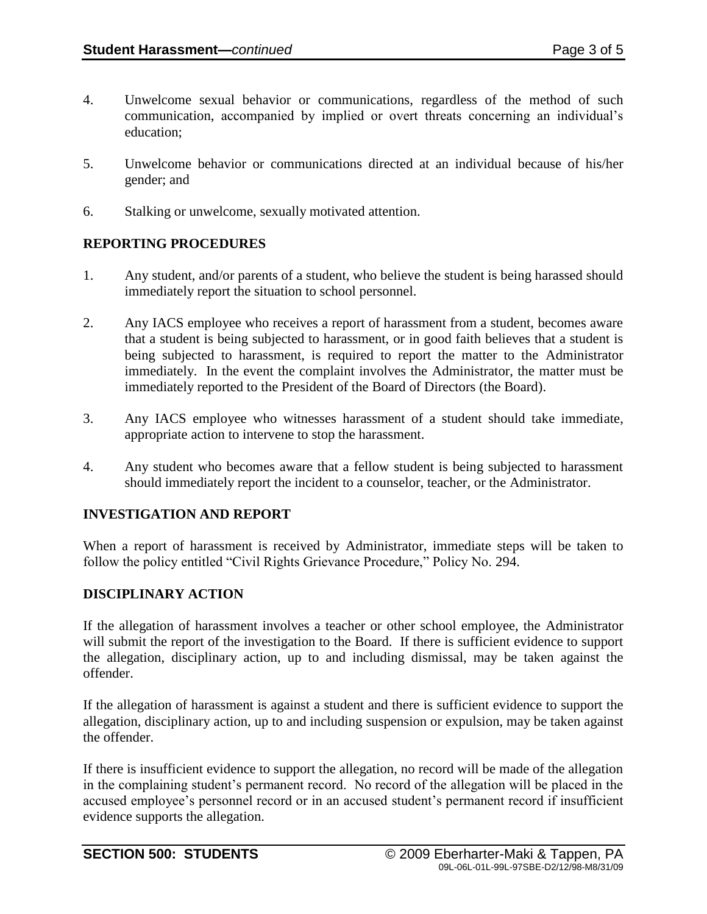4. Unwelcome sexual behavior or communications, regardless of the method of such communication, accompanied by implied or overt threats concerning an individual's education;

5. Unwelcome behavior or communications directed at an individual because of his/her gender; and

6. Stalking or unwelcome, sexually motivated attention.

## REPORTING PROCEDURES

1. Any student, and/or parents of a student, who believe the student is being harassed should immediately report the situation to school personnel.

2. Any IACS employee who receives a report of harassment from a student, becomes aware that a student is being subjected to harassment, or in good faith believes that a student is being subjected to harassment, is required to report the matter to the Administrator immediately. In the event the complaint involves the Administrator, the matter must be immediately reported to the President of the Board of Directors (the Board).

3. Any IACS employee who witnesses harassment of a student should take immediate, appropriate action to intervene to stop the harassment.

4. Any student who becomes aware that a fellow student is being subjected to harassment should immediately report the incident to a counselor, teacher, or the Administrator.

## INVESTIGATION AND REPORT

When a report of harassment is received by Administrator, immediate steps will be taken to follow the policy entitled "Civil Rights Grievance Procedure," Policy No. 294.

## DISCIPLINARY ACTION

If the allegation of harassment involves a teacher or other school employee, the Administrator will submit the report of the investigation to the Board. If there is sufficient evidence to support the allegation, disciplinary action, up to and including dismissal, may be taken against the offender.

If the allegation of harassment is against a student and there is sufficient evidence to support the allegation, disciplinary action, up to and including suspension or expulsion, may be taken against the offender.

If there is insufficient evidence to support the allegation, no record will be made of the allegation in the complaining student's permanent record. No record of the allegation will be placed in the accused employee's personnel record or in an accused student's permanent record if insufficient evidence supports the allegation.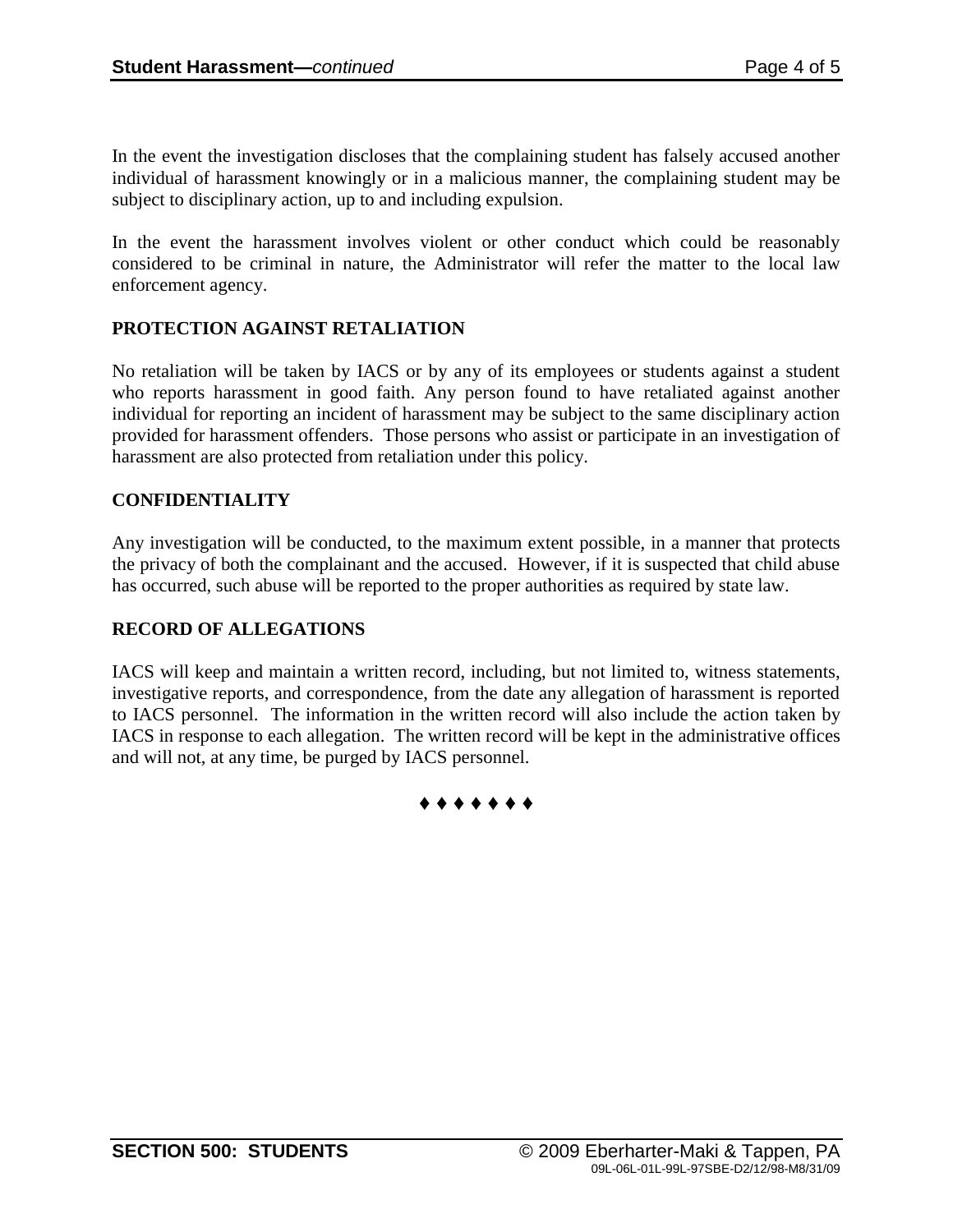In the event the investigation discloses that the complaining student has falsely accused another individual of harassment knowingly or in a malicious manner, the complaining student may be subject to disciplinary action, up to and including expulsion.

In the event the harassment involves violent or other conduct which could be reasonably considered to be criminal in nature, the Administrator will refer the matter to the local law enforcement agency.

**PROTECTION AGAINST RETALIATION**

No retaliation will be taken by IACS or by any of its employees or students against a student who reports harassment in good faith. Any person found to have retaliated against another individual for reporting an incident of harassment may be subject to the same disciplinary action provided for harassment offenders. Those persons who assist or participate in an investigation of harassment are also protected from retaliation under this policy.

**CONFIDENTIALITY**

Any investigation will be conducted, to the maximum extent possible, in a manner that protects the privacy of both the complainant and the accused. However, if it is suspected that child abuse has occurred, such abuse will be reported to the proper authorities as required by state law.

**RECORD OF ALLEGATIONS**

IACS will keep and maintain a written record, including, but not limited to, witness statements, investigative reports, and correspondence, from the date any allegation of harassment is reported to IACS personnel. The information in the written record will also include the action taken by IACS in response to each allegation. The written record will be kept in the administrative offices and will not, at any time, be purged by IACS personnel.

♦ ♦ ♦ ♦ ♦ ♦ ♦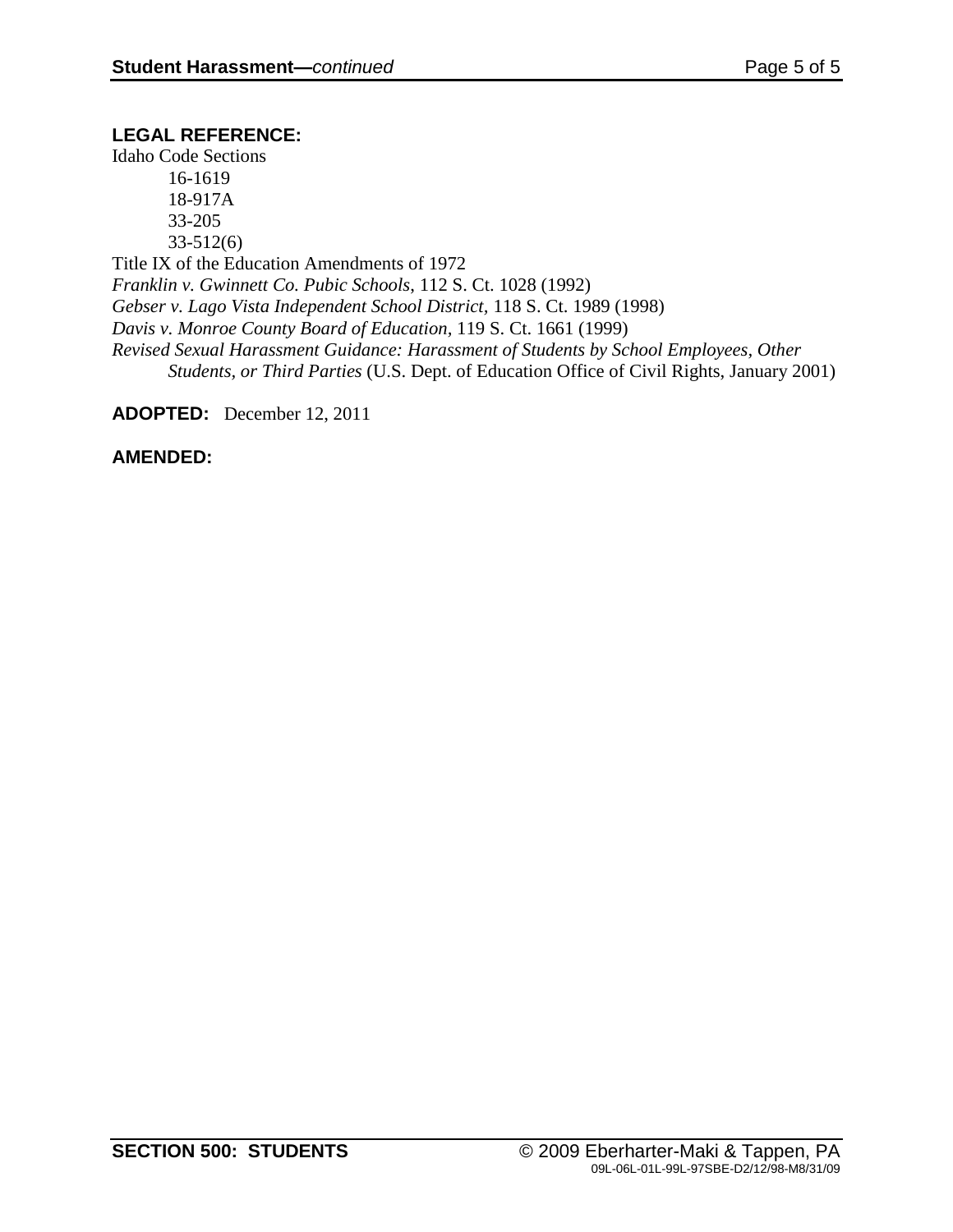**LEGAL REFERENCE:**

Idaho Code Sections
- 16-1619
- 18-917A
- 33-205
- 33-512(6)

Title IX of the Education Amendments of 1972

*Franklin v. Gwinnett Co. Pubic Schools*, 112 S. Ct. 1028 (1992)

*Gebser v. Lago Vista Independent School District*, 118 S. Ct. 1989 (1998)

*Davis v. Monroe County Board of Education*, 119 S. Ct. 1661 (1999)

*Revised Sexual Harassment Guidance: Harassment of Students by School Employees, Other Students, or Third Parties* (U.S. Dept. of Education Office of Civil Rights, January 2001)

**ADOPTED:** December 12, 2011

**AMENDED:**